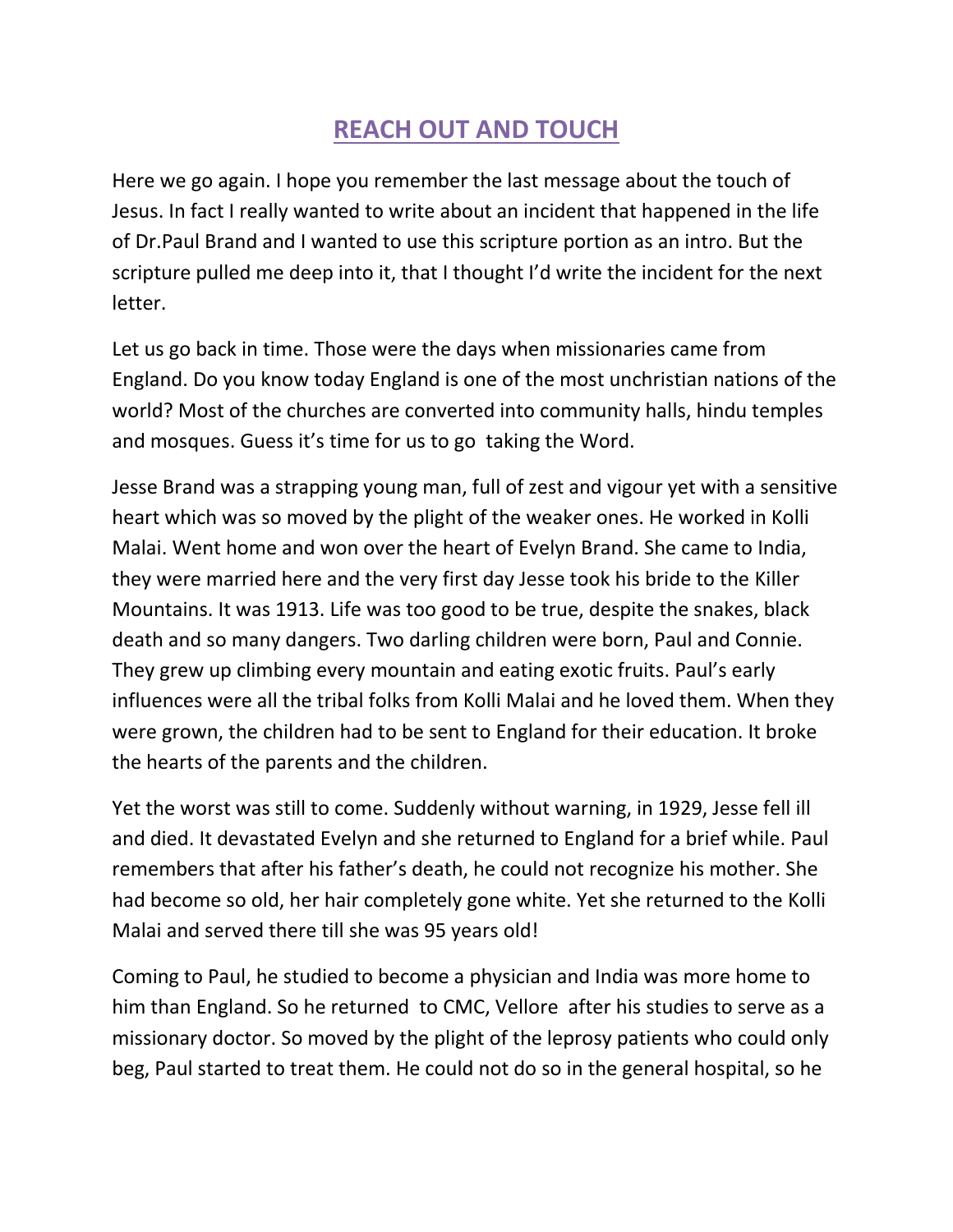# REACH OUT AND TOUCH

Here we go again. I hope you remember the last message about the touch of Jesus. In fact I really wanted to write about an incident that happened in the life of Dr.Paul Brand and I wanted to use this scripture portion as an intro. But the scripture pulled me deep into it, that I thought I'd write the incident for the next letter.

Let us go back in time. Those were the days when missionaries came from England. Do you know today England is one of the most unchristian nations of the world? Most of the churches are converted into community halls, hindu temples and mosques. Guess it's time for us to go  taking the Word.

Jesse Brand was a strapping young man, full of zest and vigour yet with a sensitive heart which was so moved by the plight of the weaker ones. He worked in Kolli Malai. Went home and won over the heart of Evelyn Brand. She came to India, they were married here and the very first day Jesse took his bride to the Killer Mountains. It was 1913. Life was too good to be true, despite the snakes, black death and so many dangers. Two darling children were born, Paul and Connie. They grew up climbing every mountain and eating exotic fruits. Paul's early influences were all the tribal folks from Kolli Malai and he loved them. When they were grown, the children had to be sent to England for their education. It broke the hearts of the parents and the children.

Yet the worst was still to come. Suddenly without warning, in 1929, Jesse fell ill and died. It devastated Evelyn and she returned to England for a brief while. Paul remembers that after his father's death, he could not recognize his mother. She had become so old, her hair completely gone white. Yet she returned to the Kolli Malai and served there till she was 95 years old!

Coming to Paul, he studied to become a physician and India was more home to him than England. So he returned  to CMC, Vellore  after his studies to serve as a missionary doctor. So moved by the plight of the leprosy patients who could only beg, Paul started to treat them. He could not do so in the general hospital, so he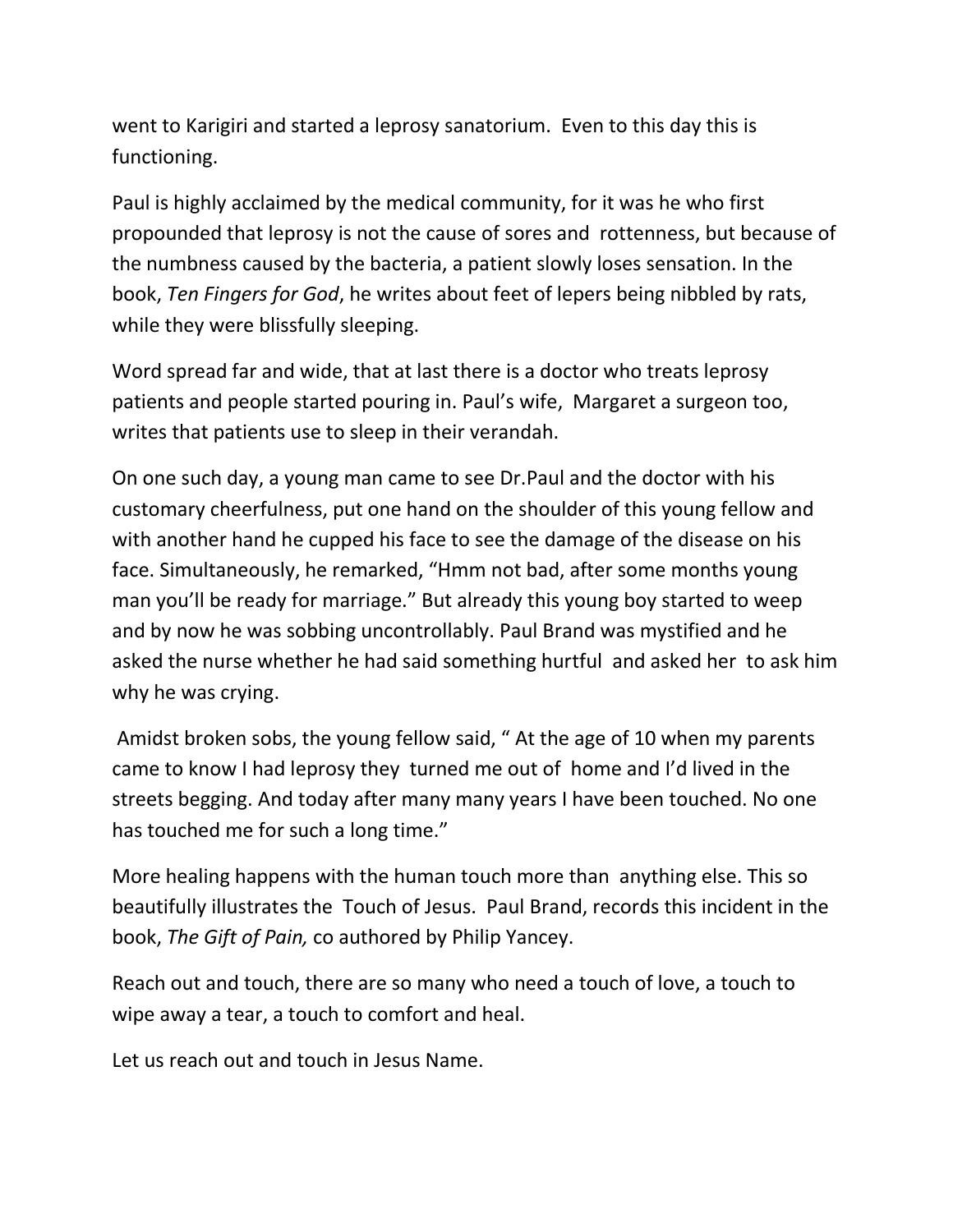went to Karigiri and started a leprosy sanatorium.  Even to this day this is functioning.

Paul is highly acclaimed by the medical community, for it was he who first propounded that leprosy is not the cause of sores and  rottenness, but because of the numbness caused by the bacteria, a patient slowly loses sensation. In the book, *Ten Fingers for God*, he writes about feet of lepers being nibbled by rats, while they were blissfully sleeping.

Word spread far and wide, that at last there is a doctor who treats leprosy patients and people started pouring in. Paul's wife,  Margaret a surgeon too, writes that patients use to sleep in their verandah.

On one such day, a young man came to see Dr.Paul and the doctor with his customary cheerfulness, put one hand on the shoulder of this young fellow and with another hand he cupped his face to see the damage of the disease on his face. Simultaneously, he remarked, "Hmm not bad, after some months young man you'll be ready for marriage." But already this young boy started to weep and by now he was sobbing uncontrollably. Paul Brand was mystified and he asked the nurse whether he had said something hurtful  and asked her  to ask him why he was crying.

Amidst broken sobs, the young fellow said, " At the age of 10 when my parents came to know I had leprosy they  turned me out of  home and I'd lived in the streets begging. And today after many many years I have been touched. No one has touched me for such a long time."

More healing happens with the human touch more than  anything else. This so beautifully illustrates the  Touch of Jesus.  Paul Brand, records this incident in the book, *The Gift of Pain,* co authored by Philip Yancey.

Reach out and touch, there are so many who need a touch of love, a touch to wipe away a tear, a touch to comfort and heal.

Let us reach out and touch in Jesus Name.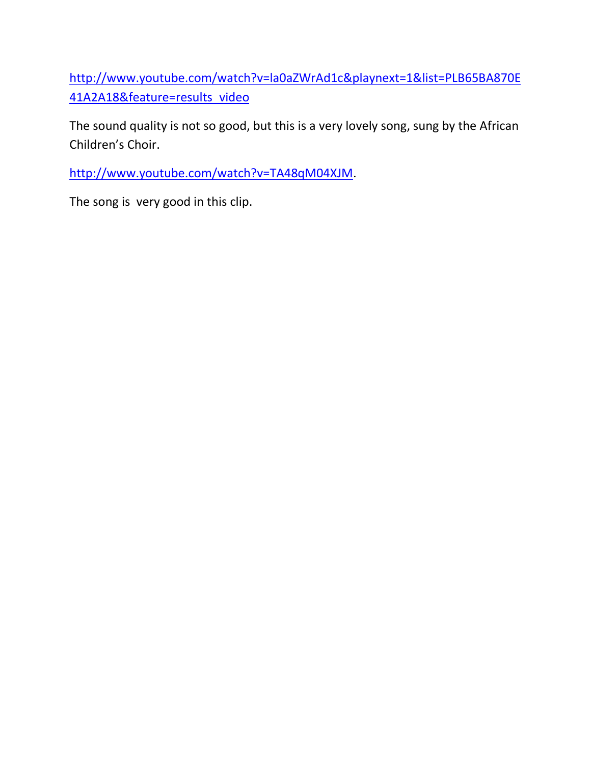http://www.youtube.com/watch?v=Ia0aZWrAd1c&playnext=1&list=PLB65BA870E41A2A18&feature=results_video

The sound quality is not so good, but this is a very lovely song, sung by the African Children's Choir.

http://www.youtube.com/watch?v=TA48qM04XJM.

The song is  very good in this clip.